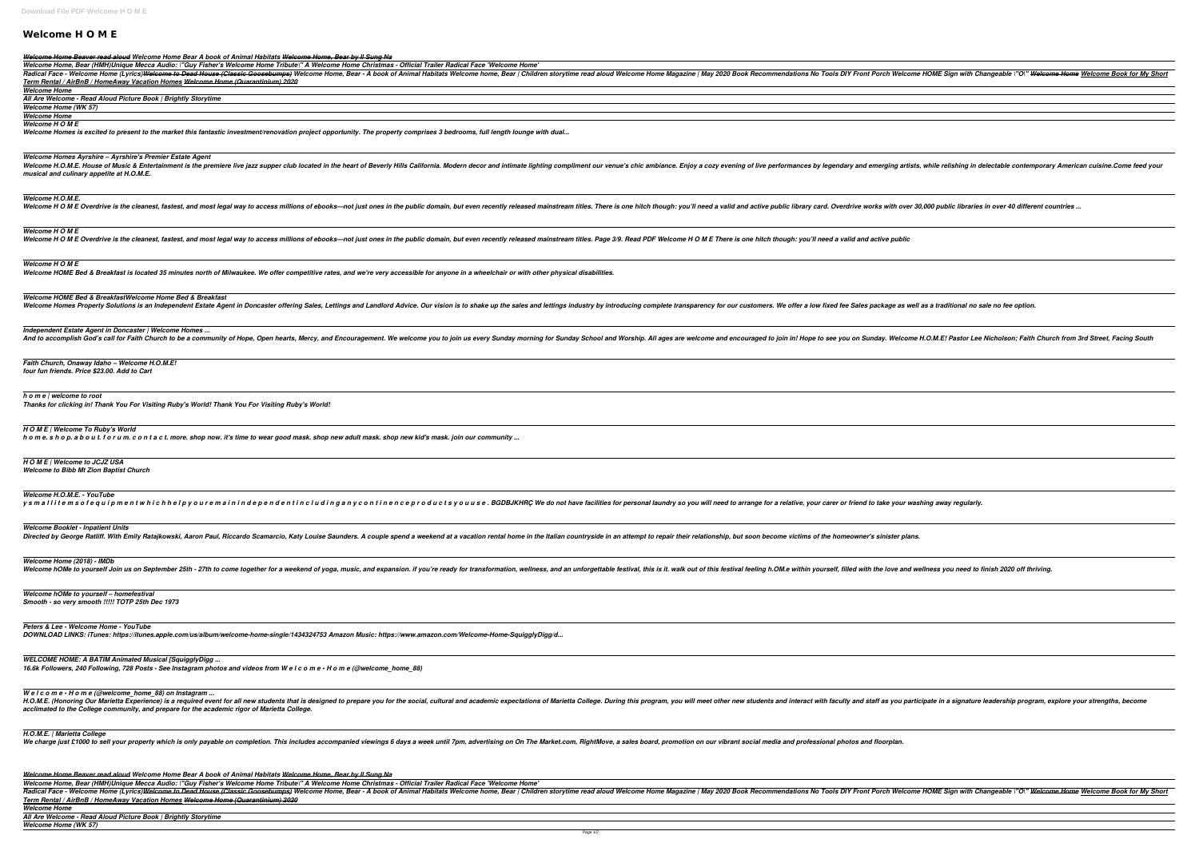# Welcome H O M E

*Welcome Home Beaver read aloud Welcome Home Bear A book of Animal Habitats ~~Welcome Home, Bear by Il Sung Na~~*

*Welcome Home, Bear (HMH)Unique Mecca Audio: \"Guy Fisher's Welcome Home Tribute\" A Welcome Home Christmas - Official Trailer Radical Face 'Welcome Home'*

*Radical Face - Welcome Home (Lyrics)~~Welcome to Dead House (Classic Goosebumps)~~ Welcome Home, Bear - A book of Animal Habitats Welcome home, Bear | Children storytime read aloud Welcome Home Magazine | May 2020 Book Recommendations No Tools DIY Front Porch Welcome HOME Sign with Changeable \"O\" ~~Welcome Home~~ Welcome Book for My Short Term Rental / AirBnB / HomeAway Vacation Homes ~~Welcome Home (Quarantinium) 2020~~*

*Welcome Home*

*All Are Welcome - Read Aloud Picture Book | Brightly Storytime*

*Welcome Home (WK 57)*

*Welcome Home*

*Welcome H O M E*

*Welcome Homes is excited to present to the market this fantastic investment/renovation project opportunity. The property comprises 3 bedrooms, full length lounge with dual...*

*Welcome Homes Ayrshire – Ayrshire's Premier Estate Agent*

*Welcome H.O.M.E. House of Music & Entertainment is the premiere live jazz supper club located in the heart of Beverly Hills California. Modern decor and intimate lighting compliment our venue's chic ambiance. Enjoy a cozy evening of live performances by legendary and emerging artists, while relishing in delectable contemporary American cuisine.Come feed your musical and culinary appetite at H.O.M.E.*

*Welcome H.O.M.E.*

*Welcome H O M E Overdrive is the cleanest, fastest, and most legal way to access millions of ebooks—not just ones in the public domain, but even recently released mainstream titles. There is one hitch though: you'll need a valid and active public library card. Overdrive works with over 30,000 public libraries in over 40 different countries ...*

*Welcome H O M E*

*Welcome H O M E Overdrive is the cleanest, fastest, and most legal way to access millions of ebooks—not just ones in the public domain, but even recently released mainstream titles. Page 3/9. Read PDF Welcome H O M E There is one hitch though: you'll need a valid and active public*

*Welcome H O M E*

*Welcome HOME Bed & Breakfast is located 35 minutes north of Milwaukee. We offer competitive rates, and we're very accessible for anyone in a wheelchair or with other physical disabilities.*

*Welcome HOME Bed & BreakfastWelcome Home Bed & Breakfast*

*Welcome Homes Property Solutions is an Independent Estate Agent in Doncaster offering Sales, Lettings and Landlord Advice. Our vision is to shake up the sales and lettings industry by introducing complete transparency for our customers. We offer a low fixed fee Sales package as well as a traditional no sale no fee option.*

*Independent Estate Agent in Doncaster | Welcome Homes ...*

*And to accomplish God's call for Faith Church to be a community of Hope, Open hearts, Mercy, and Encouragement. We welcome you to join us every Sunday morning for Sunday School and Worship. All ages are welcome and encouraged to join in! Hope to see you on Sunday. Welcome H.O.M.E! Pastor Lee Nicholson; Faith Church from 3rd Street, Facing South*

*Faith Church, Onaway Idaho – Welcome H.O.M.E!*

*four fun friends. Price $23.00. Add to Cart*

*h o m e | welcome to root*

*Thanks for clicking in! Thank You For Visiting Ruby's World! Thank You For Visiting Ruby's World!*

*H O M E | Welcome To Ruby's World*

*h o m e. s h o p. a b o u t. f o r u m. c o n t a c t. more. shop now. it's time to wear good mask. shop new adult mask. shop new kid's mask. join our community ...*

*H O M E | Welcome to JCJZ USA*

*Welcome to Bibb Mt Zion Baptist Church*

*Welcome H.O.M.E. - YouTube*

*y s m a l l i t e m s o f e q u i p m e n t w h i c h h e l p y o u r e m a i n i n d e p e n d e n t i n c l u d i n g a n y c o n t i n e n c e p r o d u c t s y o u u s e . BGDBJKHRÇ We do not have facilities for personal laundry so you will need to arrange for a relative, your carer or friend to take your washing away regularly.*

*Welcome Booklet - Inpatient Units*

*Directed by George Ratliff. With Emily Ratajkowski, Aaron Paul, Riccardo Scamarcio, Katy Louise Saunders. A couple spend a weekend at a vacation rental home in the Italian countryside in an attempt to repair their relationship, but soon become victims of the homeowner's sinister plans.*

*Welcome Home (2018) - IMDb*

*Welcome hOMe to yourself Join us on September 25th - 27th to come together for a weekend of yoga, music, and expansion. if you're ready for transformation, wellness, and an unforgettable festival, this is it. walk out of this festival feeling h.OM.e within yourself, filled with the love and wellness you need to finish 2020 off thriving.*

*Welcome hOMe to yourself – homefestival*

*Smooth - so very smooth !!!!! TOTP 25th Dec 1973*

*Peters & Lee - Welcome Home - YouTube*

*DOWNLOAD LINKS: iTunes: https://itunes.apple.com/us/album/welcome-home-single/1434324753 Amazon Music: https://www.amazon.com/Welcome-Home-SquigglyDigg/d...*

*WELCOME HOME: A BATIM Animated Musical [SquigglyDigg ...*

*16.6k Followers, 240 Following, 728 Posts - See Instagram photos and videos from W e l c o m e • H o m e (@welcome_home_88)*

*W e l c o m e • H o m e (@welcome_home_88) on Instagram ...*

*H.O.M.E. (Honoring Our Marietta Experience) is a required event for all new students that is designed to prepare you for the social, cultural and academic expectations of Marietta College. During this program, you will meet other new students and interact with faculty and staff as you participate in a signature leadership program, explore your strengths, become acclimated to the College community, and prepare for the academic rigor of Marietta College.*

*H.O.M.E. | Marietta College*

*We charge just £1000 to sell your property which is only payable on completion. This includes accompanied viewings 6 days a week until 7pm, advertising on On The Market.com, RightMove, a sales board, promotion on our vibrant social media and professional photos and floorplan.*

*Welcome Home Beaver read aloud Welcome Home Bear A book of Animal Habitats ~~Welcome Home, Bear by Il Sung Na~~*

*Welcome Home, Bear (HMH)Unique Mecca Audio: \"Guy Fisher's Welcome Home Tribute\" A Welcome Home Christmas - Official Trailer Radical Face 'Welcome Home'*

*Radical Face - Welcome Home (Lyrics)~~Welcome to Dead House (Classic Goosebumps)~~ Welcome Home, Bear - A book of Animal Habitats Welcome home, Bear | Children storytime read aloud Welcome Home Magazine | May 2020 Book Recommendations No Tools DIY Front Porch Welcome HOME Sign with Changeable \"O\" ~~Welcome Home~~ Welcome Book for My Short Term Rental / AirBnB / HomeAway Vacation Homes ~~Welcome Home (Quarantinium) 2020~~*

*Welcome Home*

*All Are Welcome - Read Aloud Picture Book | Brightly Storytime*

*Welcome Home (WK 57)*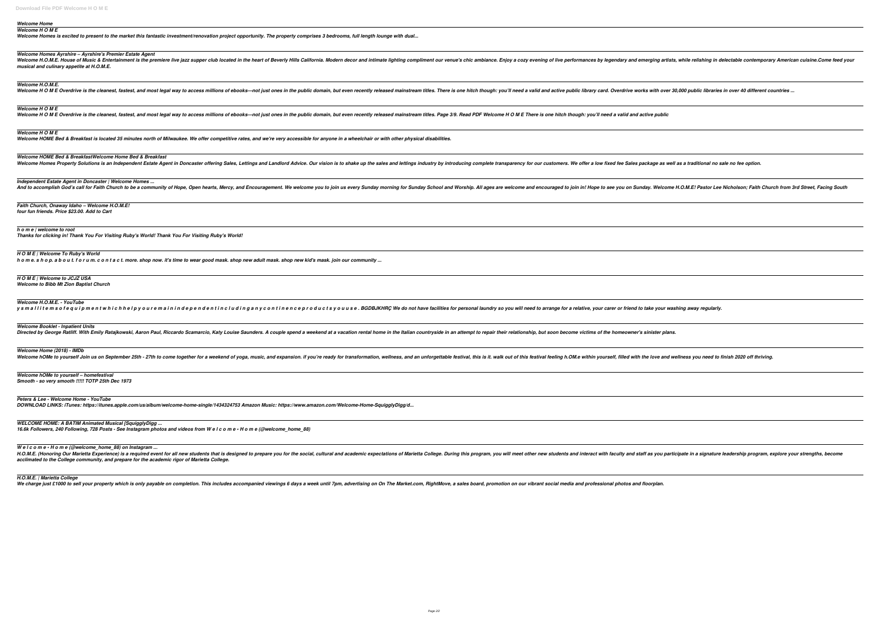*Welcome Home*

*Welcome H O M E*

*Welcome Homes is excited to present to the market this fantastic investment/renovation project opportunity. The property comprises 3 bedrooms, full length lounge with dual...*

*Welcome Homes Ayrshire – Ayrshire's Premier Estate Agent*

*Welcome H.O.M.E. House of Music & Entertainment is the premiere live jazz supper club located in the heart of Beverly Hills California. Modern decor and intimate lighting compliment our venue's chic ambiance. Enjoy a cozy evening of live performances by legendary and emerging artists, while relishing in delectable contemporary American cuisine.Come feed your musical and culinary appetite at H.O.M.E.*

*Welcome H.O.M.E.*

*Welcome H O M E Overdrive is the cleanest, fastest, and most legal way to access millions of ebooks—not just ones in the public domain, but even recently released mainstream titles. There is one hitch though: you'll need a valid and active public library card. Overdrive works with over 30,000 public libraries in over 40 different countries ...*

*Welcome H O M E*

*Welcome H O M E Overdrive is the cleanest, fastest, and most legal way to access millions of ebooks—not just ones in the public domain, but even recently released mainstream titles. Page 3/9. Read PDF Welcome H O M E There is one hitch though: you'll need a valid and active public*

*Welcome H O M E*

*Welcome HOME Bed & Breakfast is located 35 minutes north of Milwaukee. We offer competitive rates, and we're very accessible for anyone in a wheelchair or with other physical disabilities.*

*Welcome HOME Bed & BreakfastWelcome Home Bed & Breakfast*

*Welcome Homes Property Solutions is an Independent Estate Agent in Doncaster offering Sales, Lettings and Landlord Advice. Our vision is to shake up the sales and lettings industry by introducing complete transparency for our customers. We offer a low fixed fee Sales package as well as a traditional no sale no fee option.*

*Independent Estate Agent in Doncaster | Welcome Homes ...*

*And to accomplish God's call for Faith Church to be a community of Hope, Open hearts, Mercy, and Encouragement. We welcome you to join us every Sunday morning for Sunday School and Worship. All ages are welcome and encouraged to join in! Hope to see you on Sunday. Welcome H.O.M.E! Pastor Lee Nicholson; Faith Church from 3rd Street, Facing South*

*Faith Church, Onaway Idaho – Welcome H.O.M.E!*

*four fun friends. Price $23.00. Add to Cart*

*h o m e | welcome to root*

*Thanks for clicking in! Thank You For Visiting Ruby's World! Thank You For Visiting Ruby's World!*

*H O M E | Welcome To Ruby's World*

*h o m e. s h o p. a b o u t. f o r u m. c o n t a c t. more. shop now. it's time to wear good mask. shop new adult mask. shop new kid's mask. join our community ...*

*H O M E | Welcome to JCJZ USA*

*Welcome to Bibb Mt Zion Baptist Church*

*Welcome H.O.M.E. - YouTube*

*y s m a l l i t e m s o f e q u i p m e n t w h i c h h e l p y o u r e m a i n i n d e p e n d e n t i n c l u d i n g a n y c o n t i n e n c e p r o d u c t s y o u u s e . BGDBJKHRÇ We do not have facilities for personal laundry so you will need to arrange for a relative, your carer or friend to take your washing away regularly.*

*Welcome Booklet - Inpatient Units*

*Directed by George Ratliff. With Emily Ratajkowski, Aaron Paul, Riccardo Scamarcio, Katy Louise Saunders. A couple spend a weekend at a vacation rental home in the Italian countryside in an attempt to repair their relationship, but soon become victims of the homeowner's sinister plans.*

*Welcome Home (2018) - IMDb*

*Welcome hOMe to yourself Join us on September 25th - 27th to come together for a weekend of yoga, music, and expansion. if you're ready for transformation, wellness, and an unforgettable festival, this is it. walk out of this festival feeling h.OM.e within yourself, filled with the love and wellness you need to finish 2020 off thriving.*

*Welcome hOMe to yourself – homefestival*

*Smooth - so very smooth !!!!! TOTP 25th Dec 1973*

*Peters & Lee - Welcome Home - YouTube*

*DOWNLOAD LINKS: iTunes: https://itunes.apple.com/us/album/welcome-home-single/1434324753 Amazon Music: https://www.amazon.com/Welcome-Home-SquigglyDigg/d...*

*WELCOME HOME: A BATIM Animated Musical [SquigglyDigg ...*

*16.6k Followers, 240 Following, 728 Posts - See Instagram photos and videos from W e l c o m e • H o m e (@welcome_home_88)*

*W e l c o m e • H o m e (@welcome_home_88) on Instagram ...*

*H.O.M.E. (Honoring Our Marietta Experience) is a required event for all new students that is designed to prepare you for the social, cultural and academic expectations of Marietta College. During this program, you will meet other new students and interact with faculty and staff as you participate in a signature leadership program, explore your strengths, become acclimated to the College community, and prepare for the academic rigor of Marietta College.*

*H.O.M.E. | Marietta College*

*We charge just £1000 to sell your property which is only payable on completion. This includes accompanied viewings 6 days a week until 7pm, advertising on On The Market.com, RightMove, a sales board, promotion on our vibrant social media and professional photos and floorplan.*